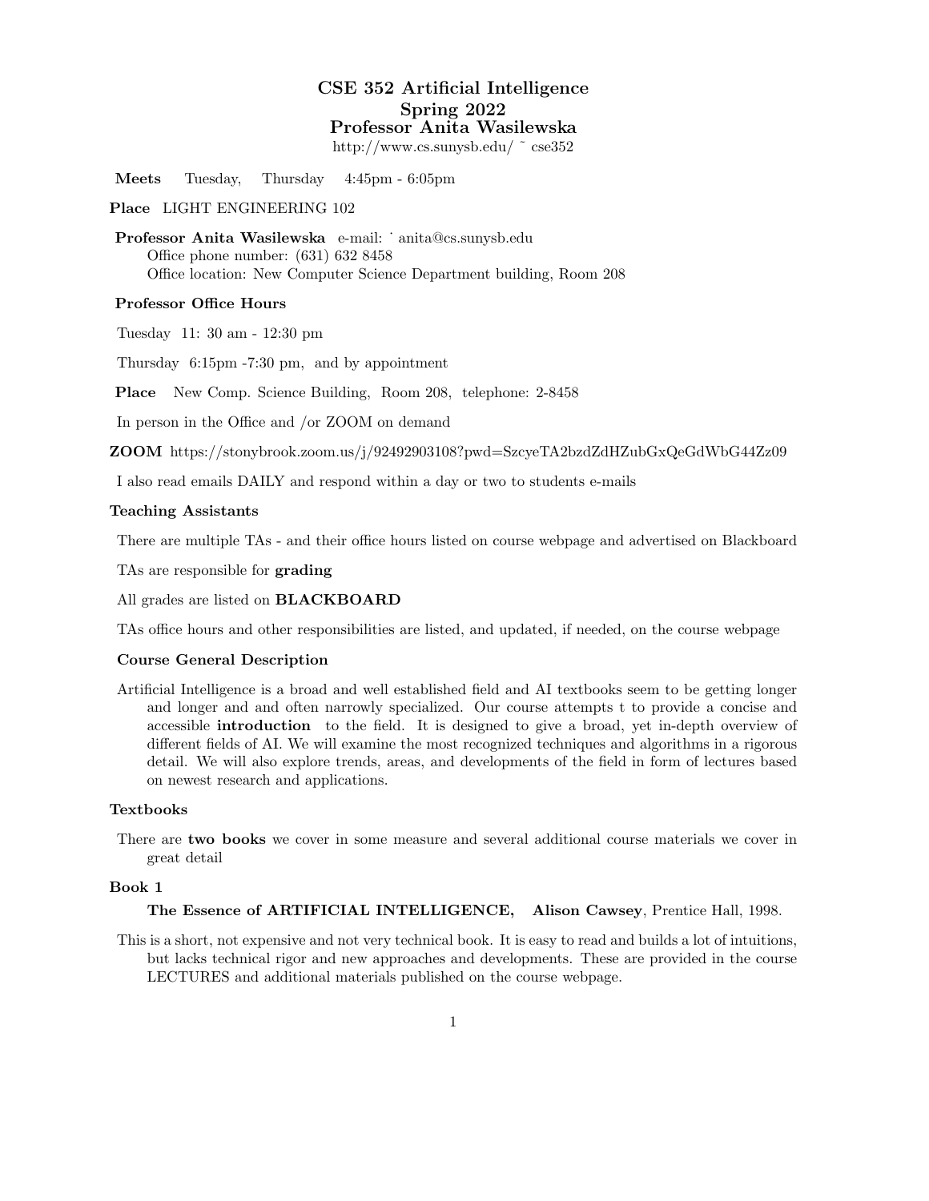# CSE 352 Artificial Intelligence
## Spring 2022
## Professor Anita Wasilewska

http://www.cs.sunysb.edu/ ˜ cse352

**Meets** Tuesday, Thursday 4:45pm - 6:05pm

**Place** LIGHT ENGINEERING 102

**Professor Anita Wasilewska** e-mail: ˙ anita@cs.sunysb.edu
Office phone number: (631) 632 8458
Office location: New Computer Science Department building, Room 208

**Professor Office Hours**

Tuesday 11: 30 am - 12:30 pm

Thursday 6:15pm -7:30 pm, and by appointment

**Place** New Comp. Science Building, Room 208, telephone: 2-8458

In person in the Office and /or ZOOM on demand

**ZOOM** https://stonybrook.zoom.us/j/92492903108?pwd=SzcyeTA2bzdZdHZubGxQeGdWbG44Zz09

I also read emails DAILY and respond within a day or two to students e-mails

**Teaching Assistants**

There are multiple TAs - and their office hours listed on course webpage and advertised on Blackboard

TAs are responsible for **grading**

All grades are listed on **BLACKBOARD**

TAs office hours and other responsibilities are listed, and updated, if needed, on the course webpage

**Course General Description**

Artificial Intelligence is a broad and well established field and AI textbooks seem to be getting longer and longer and and often narrowly specialized. Our course attempts t to provide a concise and accessible **introduction** to the field. It is designed to give a broad, yet in-depth overview of different fields of AI. We will examine the most recognized techniques and algorithms in a rigorous detail. We will also explore trends, areas, and developments of the field in form of lectures based on newest research and applications.

**Textbooks**

There are **two books** we cover in some measure and several additional course materials we cover in great detail

**Book 1**

**The Essence of ARTIFICIAL INTELLIGENCE, Alison Cawsey**, Prentice Hall, 1998.

This is a short, not expensive and not very technical book. It is easy to read and builds a lot of intuitions, but lacks technical rigor and new approaches and developments. These are provided in the course LECTURES and additional materials published on the course webpage.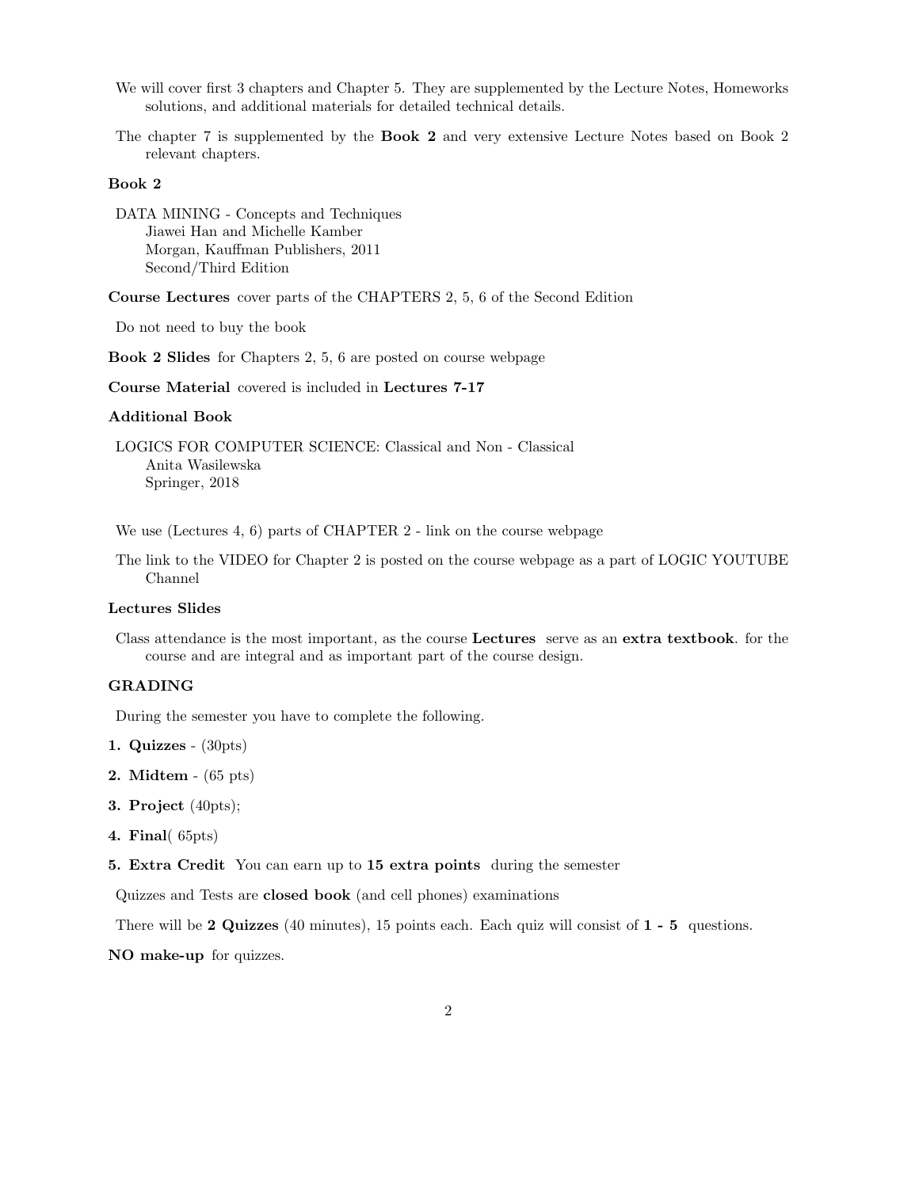We will cover first 3 chapters and Chapter 5. They are supplemented by the Lecture Notes, Homeworks solutions, and additional materials for detailed technical details.

The chapter 7 is supplemented by the **Book 2** and very extensive Lecture Notes based on Book 2 relevant chapters.

**Book 2**

DATA MINING - Concepts and Techniques
Jiawei Han and Michelle Kamber
Morgan, Kauffman Publishers, 2011
Second/Third Edition

**Course Lectures** cover parts of the CHAPTERS 2, 5, 6 of the Second Edition

Do not need to buy the book

**Book 2 Slides** for Chapters 2, 5, 6 are posted on course webpage

**Course Material** covered is included in **Lectures 7-17**

**Additional Book**

LOGICS FOR COMPUTER SCIENCE: Classical and Non - Classical
Anita Wasilewska
Springer, 2018

We use (Lectures 4, 6) parts of CHAPTER 2 - link on the course webpage

The link to the VIDEO for Chapter 2 is posted on the course webpage as a part of LOGIC YOUTUBE Channel

**Lectures Slides**

Class attendance is the most important, as the course **Lectures** serve as an **extra textbook**. for the course and are integral and as important part of the course design.

**GRADING**

During the semester you have to complete the following.

**1. Quizzes** - (30pts)

**2. Midtem** - (65 pts)

**3. Project** (40pts);

**4. Final**( 65pts)

**5. Extra Credit** You can earn up to **15 extra points** during the semester

Quizzes and Tests are **closed book** (and cell phones) examinations

There will be **2 Quizzes** (40 minutes), 15 points each. Each quiz will consist of **1 - 5** questions.

**NO make-up** for quizzes.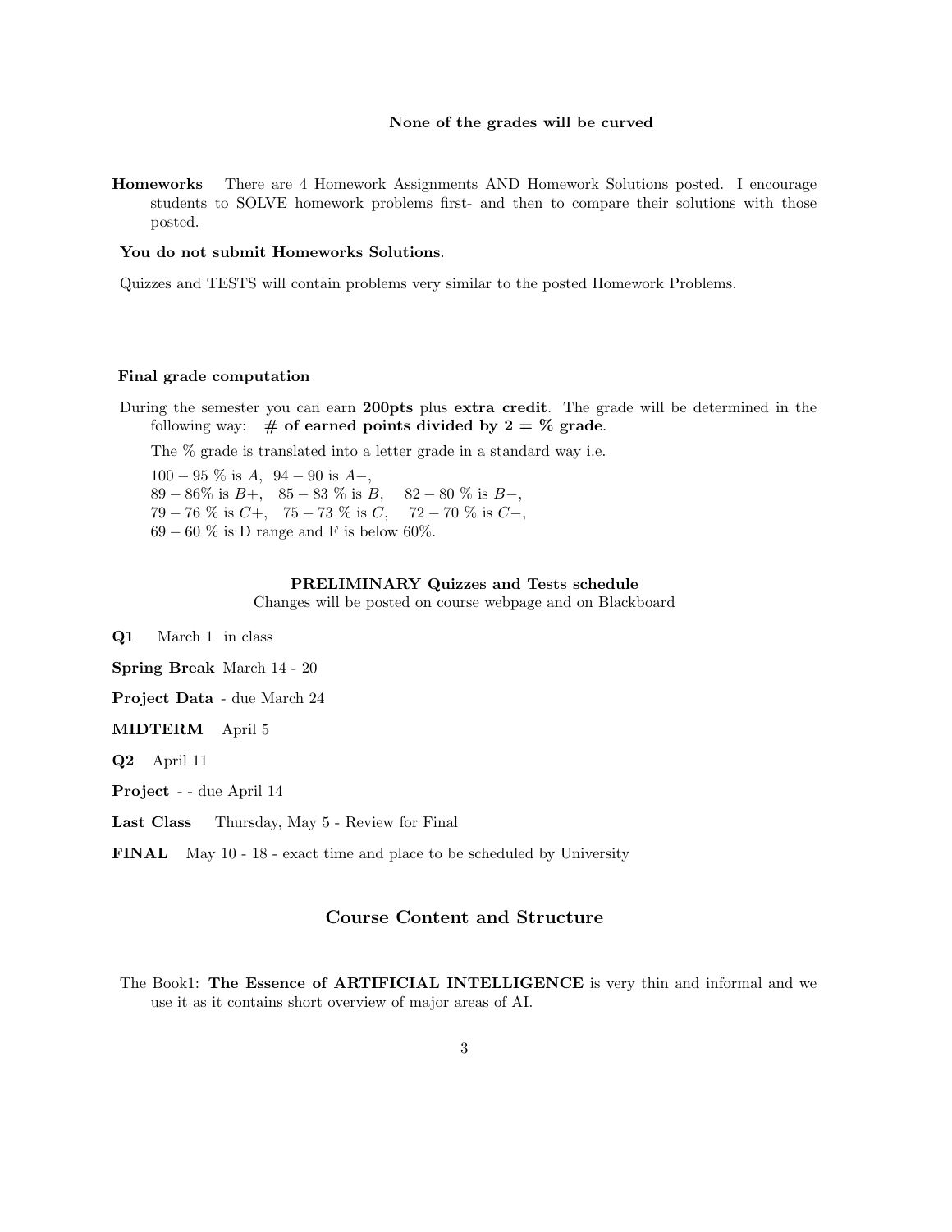**None of the grades will be curved**

**Homeworks** There are 4 Homework Assignments AND Homework Solutions posted. I encourage students to SOLVE homework problems first- and then to compare their solutions with those posted.

**You do not submit Homeworks Solutions**.

Quizzes and TESTS will contain problems very similar to the posted Homework Problems.

**Final grade computation**

During the semester you can earn **200pts** plus **extra credit**. The grade will be determined in the following way: **# of earned points divided by 2 = % grade**.

The % grade is translated into a letter grade in a standard way i.e.

$100 - 95$ % is $A$, $94 - 90$ is $A-$,
$89 - 86$% is $B+$, $85 - 83$ % is $B$, $82 - 80$ % is $B-$,
$79 - 76$ % is $C+$, $75 - 73$ % is $C$, $72 - 70$ % is $C-$,
$69 - 60$ % is D range and F is below 60%.

**PRELIMINARY Quizzes and Tests schedule**

Changes will be posted on course webpage and on Blackboard

**Q1** March 1 in class

**Spring Break** March 14 - 20

**Project Data** - due March 24

**MIDTERM** April 5

**Q2** April 11

**Project** - - due April 14

**Last Class** Thursday, May 5 - Review for Final

**FINAL** May 10 - 18 - exact time and place to be scheduled by University

## Course Content and Structure

The Book1: **The Essence of ARTIFICIAL INTELLIGENCE** is very thin and informal and we use it as it contains short overview of major areas of AI.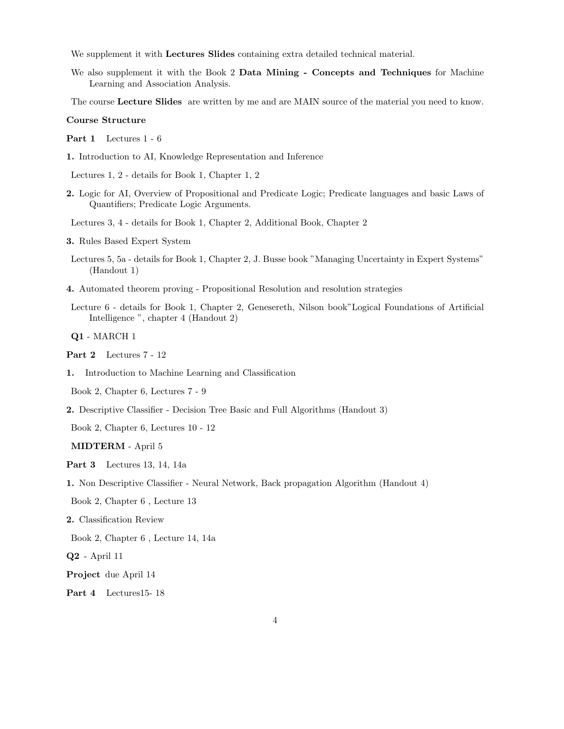We supplement it with **Lectures Slides** containing extra detailed technical material.

We also supplement it with the Book 2 **Data Mining - Concepts and Techniques** for Machine Learning and Association Analysis.

The course **Lecture Slides** are written by me and are MAIN source of the material you need to know.

**Course Structure**

**Part 1** Lectures 1 - 6

**1.** Introduction to AI, Knowledge Representation and Inference

Lectures 1, 2 - details for Book 1, Chapter 1, 2

**2.** Logic for AI, Overview of Propositional and Predicate Logic; Predicate languages and basic Laws of Quantifiers; Predicate Logic Arguments.

Lectures 3, 4 - details for Book 1, Chapter 2, Additional Book, Chapter 2

**3.** Rules Based Expert System

Lectures 5, 5a - details for Book 1, Chapter 2, J. Busse book "Managing Uncertainty in Expert Systems" (Handout 1)

**4.** Automated theorem proving - Propositional Resolution and resolution strategies

Lecture 6 - details for Book 1, Chapter 2, Genesereth, Nilson book"Logical Foundations of Artificial Intelligence ", chapter 4 (Handout 2)

**Q1** - MARCH 1

**Part 2** Lectures 7 - 12

**1.** Introduction to Machine Learning and Classification

Book 2, Chapter 6, Lectures 7 - 9

**2.** Descriptive Classifier - Decision Tree Basic and Full Algorithms (Handout 3)

Book 2, Chapter 6, Lectures 10 - 12

**MIDTERM** - April 5

**Part 3** Lectures 13, 14, 14a

**1.** Non Descriptive Classifier - Neural Network, Back propagation Algorithm (Handout 4)

Book 2, Chapter 6 , Lecture 13

**2.** Classification Review

Book 2, Chapter 6 , Lecture 14, 14a

**Q2** - April 11

**Project** due April 14

**Part 4** Lectures15- 18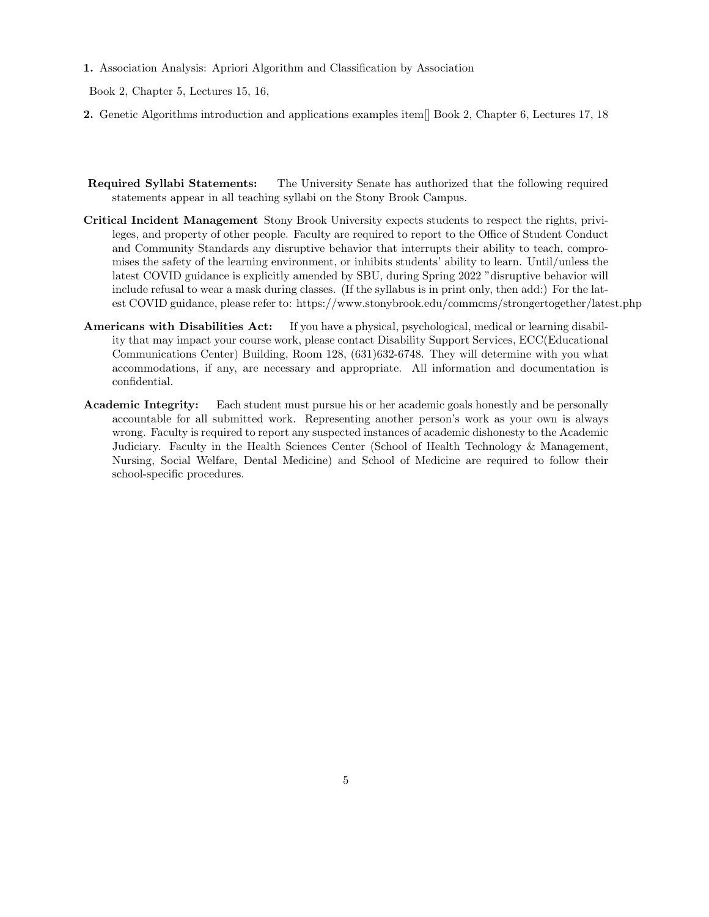**1.** Association Analysis: Apriori Algorithm and Classification by Association

Book 2, Chapter 5, Lectures 15, 16,

**2.** Genetic Algorithms introduction and applications examples item[] Book 2, Chapter 6, Lectures 17, 18

**Required Syllabi Statements:** The University Senate has authorized that the following required statements appear in all teaching syllabi on the Stony Brook Campus.

**Critical Incident Management** Stony Brook University expects students to respect the rights, privileges, and property of other people. Faculty are required to report to the Office of Student Conduct and Community Standards any disruptive behavior that interrupts their ability to teach, compromises the safety of the learning environment, or inhibits students' ability to learn. Until/unless the latest COVID guidance is explicitly amended by SBU, during Spring 2022 "disruptive behavior will include refusal to wear a mask during classes. (If the syllabus is in print only, then add:) For the latest COVID guidance, please refer to: https://www.stonybrook.edu/commcms/strongertogether/latest.php

**Americans with Disabilities Act:** If you have a physical, psychological, medical or learning disability that may impact your course work, please contact Disability Support Services, ECC(Educational Communications Center) Building, Room 128, (631)632-6748. They will determine with you what accommodations, if any, are necessary and appropriate. All information and documentation is confidential.

**Academic Integrity:** Each student must pursue his or her academic goals honestly and be personally accountable for all submitted work. Representing another person's work as your own is always wrong. Faculty is required to report any suspected instances of academic dishonesty to the Academic Judiciary. Faculty in the Health Sciences Center (School of Health Technology & Management, Nursing, Social Welfare, Dental Medicine) and School of Medicine are required to follow their school-specific procedures.